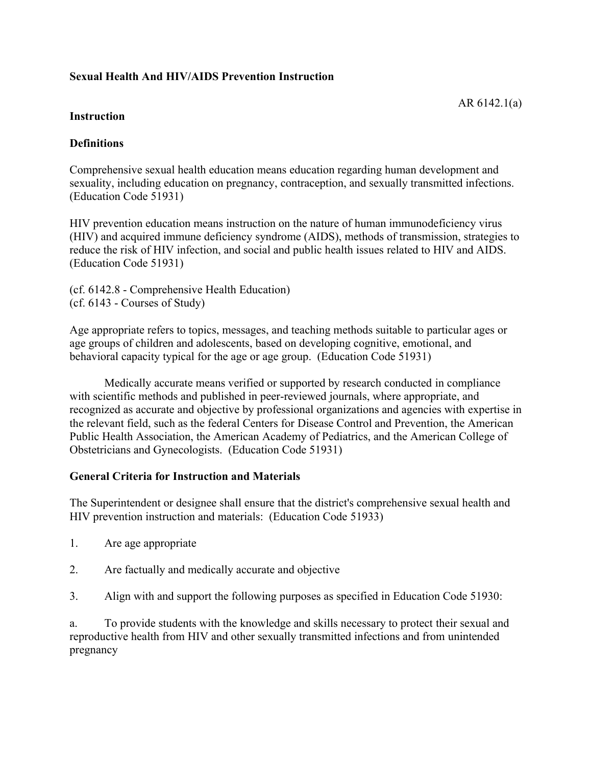**Sexual Health And HIV/AIDS Prevention Instruction**

AR 6142.1(a)

**Instruction**

**Definitions**

Comprehensive sexual health education means education regarding human development and sexuality, including education on pregnancy, contraception, and sexually transmitted infections. (Education Code 51931)

HIV prevention education means instruction on the nature of human immunodeficiency virus (HIV) and acquired immune deficiency syndrome (AIDS), methods of transmission, strategies to reduce the risk of HIV infection, and social and public health issues related to HIV and AIDS. (Education Code 51931)

(cf. 6142.8 - Comprehensive Health Education)
(cf. 6143 - Courses of Study)

Age appropriate refers to topics, messages, and teaching methods suitable to particular ages or age groups of children and adolescents, based on developing cognitive, emotional, and behavioral capacity typical for the age or age group. (Education Code 51931)

Medically accurate means verified or supported by research conducted in compliance with scientific methods and published in peer-reviewed journals, where appropriate, and recognized as accurate and objective by professional organizations and agencies with expertise in the relevant field, such as the federal Centers for Disease Control and Prevention, the American Public Health Association, the American Academy of Pediatrics, and the American College of Obstetricians and Gynecologists. (Education Code 51931)

**General Criteria for Instruction and Materials**

The Superintendent or designee shall ensure that the district's comprehensive sexual health and HIV prevention instruction and materials: (Education Code 51933)

1. Are age appropriate

2. Are factually and medically accurate and objective

3. Align with and support the following purposes as specified in Education Code 51930:

a. To provide students with the knowledge and skills necessary to protect their sexual and reproductive health from HIV and other sexually transmitted infections and from unintended pregnancy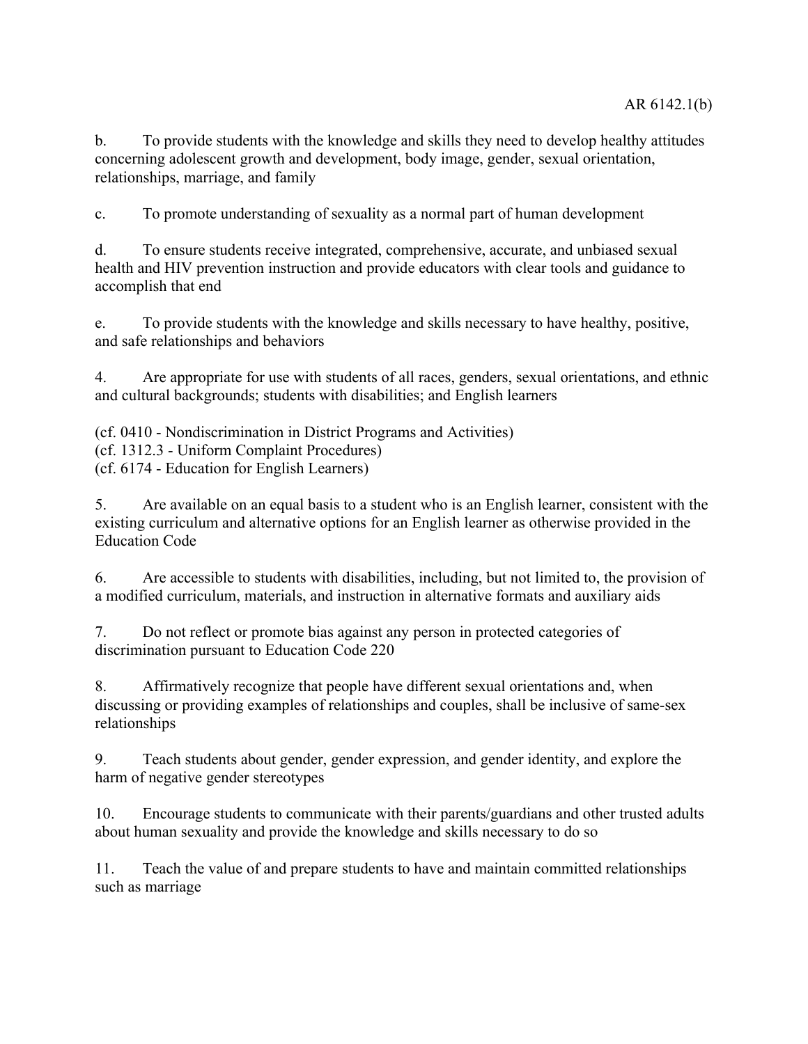b. To provide students with the knowledge and skills they need to develop healthy attitudes concerning adolescent growth and development, body image, gender, sexual orientation, relationships, marriage, and family

c. To promote understanding of sexuality as a normal part of human development

d. To ensure students receive integrated, comprehensive, accurate, and unbiased sexual health and HIV prevention instruction and provide educators with clear tools and guidance to accomplish that end

e. To provide students with the knowledge and skills necessary to have healthy, positive, and safe relationships and behaviors

4. Are appropriate for use with students of all races, genders, sexual orientations, and ethnic and cultural backgrounds; students with disabilities; and English learners

(cf. 0410 - Nondiscrimination in District Programs and Activities)
(cf. 1312.3 - Uniform Complaint Procedures)
(cf. 6174 - Education for English Learners)

5. Are available on an equal basis to a student who is an English learner, consistent with the existing curriculum and alternative options for an English learner as otherwise provided in the Education Code

6. Are accessible to students with disabilities, including, but not limited to, the provision of a modified curriculum, materials, and instruction in alternative formats and auxiliary aids

7. Do not reflect or promote bias against any person in protected categories of discrimination pursuant to Education Code 220

8. Affirmatively recognize that people have different sexual orientations and, when discussing or providing examples of relationships and couples, shall be inclusive of same-sex relationships

9. Teach students about gender, gender expression, and gender identity, and explore the harm of negative gender stereotypes

10. Encourage students to communicate with their parents/guardians and other trusted adults about human sexuality and provide the knowledge and skills necessary to do so

11. Teach the value of and prepare students to have and maintain committed relationships such as marriage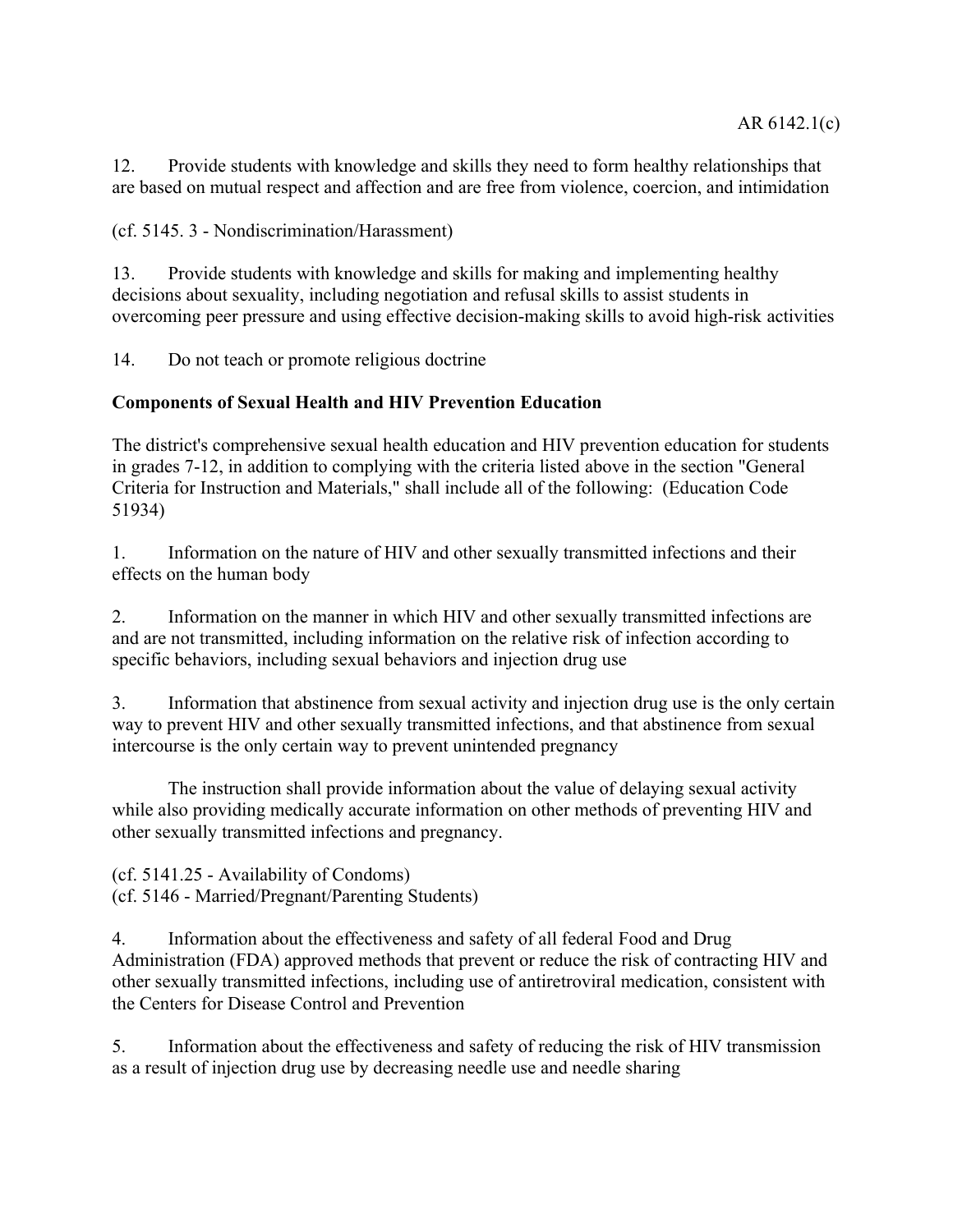12. Provide students with knowledge and skills they need to form healthy relationships that are based on mutual respect and affection and are free from violence, coercion, and intimidation

(cf. 5145. 3 - Nondiscrimination/Harassment)

13. Provide students with knowledge and skills for making and implementing healthy decisions about sexuality, including negotiation and refusal skills to assist students in overcoming peer pressure and using effective decision-making skills to avoid high-risk activities

14. Do not teach or promote religious doctrine

**Components of Sexual Health and HIV Prevention Education**

The district's comprehensive sexual health education and HIV prevention education for students in grades 7-12, in addition to complying with the criteria listed above in the section "General Criteria for Instruction and Materials," shall include all of the following: (Education Code 51934)

1. Information on the nature of HIV and other sexually transmitted infections and their effects on the human body

2. Information on the manner in which HIV and other sexually transmitted infections are and are not transmitted, including information on the relative risk of infection according to specific behaviors, including sexual behaviors and injection drug use

3. Information that abstinence from sexual activity and injection drug use is the only certain way to prevent HIV and other sexually transmitted infections, and that abstinence from sexual intercourse is the only certain way to prevent unintended pregnancy

   The instruction shall provide information about the value of delaying sexual activity while also providing medically accurate information on other methods of preventing HIV and other sexually transmitted infections and pregnancy.

(cf. 5141.25 - Availability of Condoms)
(cf. 5146 - Married/Pregnant/Parenting Students)

4. Information about the effectiveness and safety of all federal Food and Drug Administration (FDA) approved methods that prevent or reduce the risk of contracting HIV and other sexually transmitted infections, including use of antiretroviral medication, consistent with the Centers for Disease Control and Prevention

5. Information about the effectiveness and safety of reducing the risk of HIV transmission as a result of injection drug use by decreasing needle use and needle sharing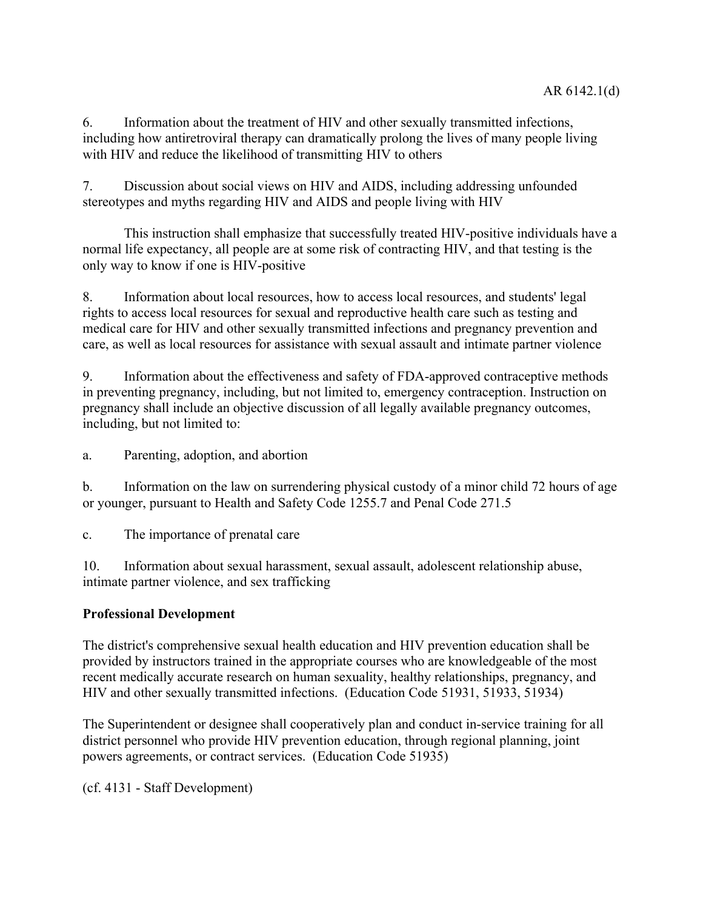6. Information about the treatment of HIV and other sexually transmitted infections, including how antiretroviral therapy can dramatically prolong the lives of many people living with HIV and reduce the likelihood of transmitting HIV to others

7. Discussion about social views on HIV and AIDS, including addressing unfounded stereotypes and myths regarding HIV and AIDS and people living with HIV

   This instruction shall emphasize that successfully treated HIV-positive individuals have a normal life expectancy, all people are at some risk of contracting HIV, and that testing is the only way to know if one is HIV-positive

8. Information about local resources, how to access local resources, and students' legal rights to access local resources for sexual and reproductive health care such as testing and medical care for HIV and other sexually transmitted infections and pregnancy prevention and care, as well as local resources for assistance with sexual assault and intimate partner violence

9. Information about the effectiveness and safety of FDA-approved contraceptive methods in preventing pregnancy, including, but not limited to, emergency contraception. Instruction on pregnancy shall include an objective discussion of all legally available pregnancy outcomes, including, but not limited to:

   a. Parenting, adoption, and abortion

   b. Information on the law on surrendering physical custody of a minor child 72 hours of age or younger, pursuant to Health and Safety Code 1255.7 and Penal Code 271.5

   c. The importance of prenatal care

10. Information about sexual harassment, sexual assault, adolescent relationship abuse, intimate partner violence, and sex trafficking

**Professional Development**

The district's comprehensive sexual health education and HIV prevention education shall be provided by instructors trained in the appropriate courses who are knowledgeable of the most recent medically accurate research on human sexuality, healthy relationships, pregnancy, and HIV and other sexually transmitted infections. (Education Code 51931, 51933, 51934)

The Superintendent or designee shall cooperatively plan and conduct in-service training for all district personnel who provide HIV prevention education, through regional planning, joint powers agreements, or contract services. (Education Code 51935)

(cf. 4131 - Staff Development)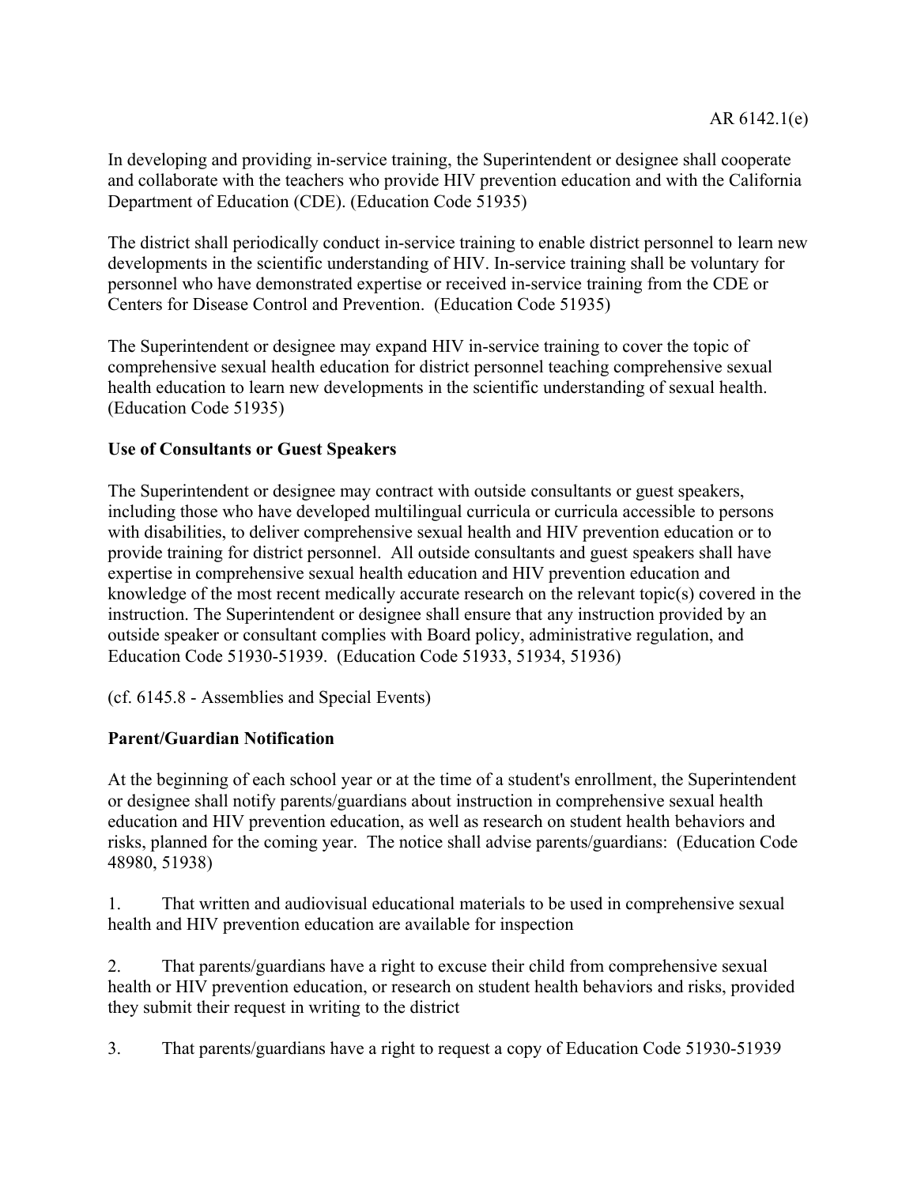In developing and providing in-service training, the Superintendent or designee shall cooperate and collaborate with the teachers who provide HIV prevention education and with the California Department of Education (CDE). (Education Code 51935)

The district shall periodically conduct in-service training to enable district personnel to learn new developments in the scientific understanding of HIV. In-service training shall be voluntary for personnel who have demonstrated expertise or received in-service training from the CDE or Centers for Disease Control and Prevention. (Education Code 51935)

The Superintendent or designee may expand HIV in-service training to cover the topic of comprehensive sexual health education for district personnel teaching comprehensive sexual health education to learn new developments in the scientific understanding of sexual health. (Education Code 51935)

**Use of Consultants or Guest Speakers**

The Superintendent or designee may contract with outside consultants or guest speakers, including those who have developed multilingual curricula or curricula accessible to persons with disabilities, to deliver comprehensive sexual health and HIV prevention education or to provide training for district personnel. All outside consultants and guest speakers shall have expertise in comprehensive sexual health education and HIV prevention education and knowledge of the most recent medically accurate research on the relevant topic(s) covered in the instruction. The Superintendent or designee shall ensure that any instruction provided by an outside speaker or consultant complies with Board policy, administrative regulation, and Education Code 51930-51939. (Education Code 51933, 51934, 51936)

(cf. 6145.8 - Assemblies and Special Events)

**Parent/Guardian Notification**

At the beginning of each school year or at the time of a student's enrollment, the Superintendent or designee shall notify parents/guardians about instruction in comprehensive sexual health education and HIV prevention education, as well as research on student health behaviors and risks, planned for the coming year. The notice shall advise parents/guardians: (Education Code 48980, 51938)

1. That written and audiovisual educational materials to be used in comprehensive sexual health and HIV prevention education are available for inspection

2. That parents/guardians have a right to excuse their child from comprehensive sexual health or HIV prevention education, or research on student health behaviors and risks, provided they submit their request in writing to the district

3. That parents/guardians have a right to request a copy of Education Code 51930-51939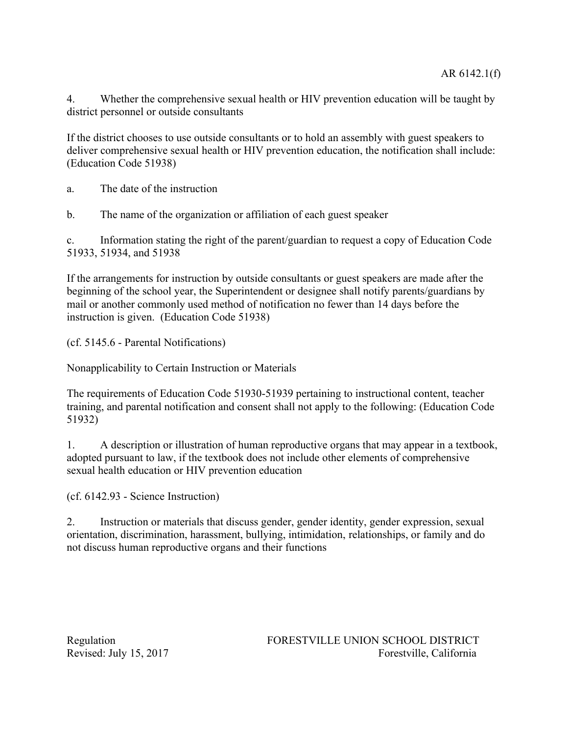4. Whether the comprehensive sexual health or HIV prevention education will be taught by district personnel or outside consultants

If the district chooses to use outside consultants or to hold an assembly with guest speakers to deliver comprehensive sexual health or HIV prevention education, the notification shall include: (Education Code 51938)

a. The date of the instruction

b. The name of the organization or affiliation of each guest speaker

c. Information stating the right of the parent/guardian to request a copy of Education Code 51933, 51934, and 51938

If the arrangements for instruction by outside consultants or guest speakers are made after the beginning of the school year, the Superintendent or designee shall notify parents/guardians by mail or another commonly used method of notification no fewer than 14 days before the instruction is given. (Education Code 51938)

(cf. 5145.6 - Parental Notifications)

Nonapplicability to Certain Instruction or Materials

The requirements of Education Code 51930-51939 pertaining to instructional content, teacher training, and parental notification and consent shall not apply to the following: (Education Code 51932)

1. A description or illustration of human reproductive organs that may appear in a textbook, adopted pursuant to law, if the textbook does not include other elements of comprehensive sexual health education or HIV prevention education

(cf. 6142.93 - Science Instruction)

2. Instruction or materials that discuss gender, gender identity, gender expression, sexual orientation, discrimination, harassment, bullying, intimidation, relationships, or family and do not discuss human reproductive organs and their functions

Regulation FORESTVILLE UNION SCHOOL DISTRICT
Revised: July 15, 2017 Forestville, California